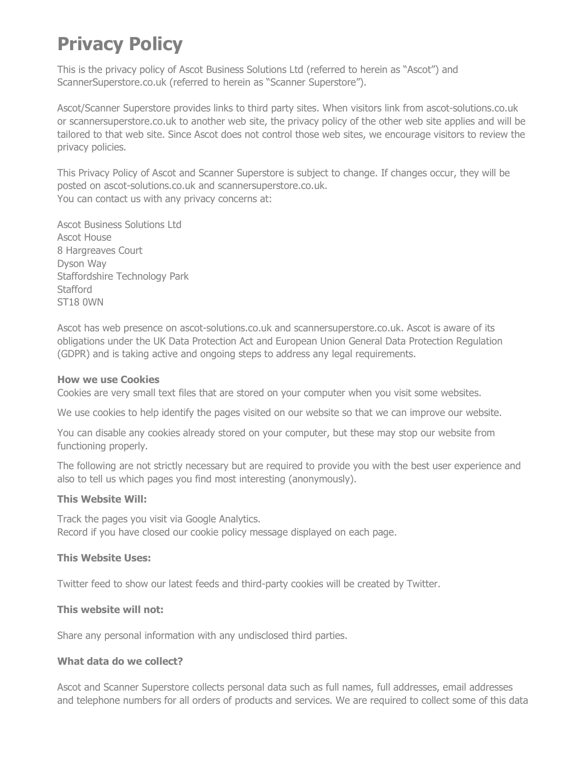# Privacy Policy

This is the privacy policy of Ascot Business Solutions Ltd (referred to herein as "Ascot") and ScannerSuperstore.co.uk (referred to herein as "Scanner Superstore").

Ascot/Scanner Superstore provides links to third party sites. When visitors link from ascot-solutions.co.uk or scannersuperstore.co.uk to another web site, the privacy policy of the other web site applies and will be tailored to that web site. Since Ascot does not control those web sites, we encourage visitors to review the privacy policies.

This Privacy Policy of Ascot and Scanner Superstore is subject to change. If changes occur, they will be posted on ascot-solutions.co.uk and scannersuperstore.co.uk.
You can contact us with any privacy concerns at:

Ascot Business Solutions Ltd
Ascot House
8 Hargreaves Court
Dyson Way
Staffordshire Technology Park
Stafford
ST18 0WN

Ascot has web presence on ascot-solutions.co.uk and scannersuperstore.co.uk. Ascot is aware of its obligations under the UK Data Protection Act and European Union General Data Protection Regulation (GDPR) and is taking active and ongoing steps to address any legal requirements.

**How we use Cookies**

Cookies are very small text files that are stored on your computer when you visit some websites.

We use cookies to help identify the pages visited on our website so that we can improve our website.

You can disable any cookies already stored on your computer, but these may stop our website from functioning properly.

The following are not strictly necessary but are required to provide you with the best user experience and also to tell us which pages you find most interesting (anonymously).

**This Website Will:**

Track the pages you visit via Google Analytics.
Record if you have closed our cookie policy message displayed on each page.

**This Website Uses:**

Twitter feed to show our latest feeds and third-party cookies will be created by Twitter.

**This website will not:**

Share any personal information with any undisclosed third parties.

**What data do we collect?**

Ascot and Scanner Superstore collects personal data such as full names, full addresses, email addresses and telephone numbers for all orders of products and services. We are required to collect some of this data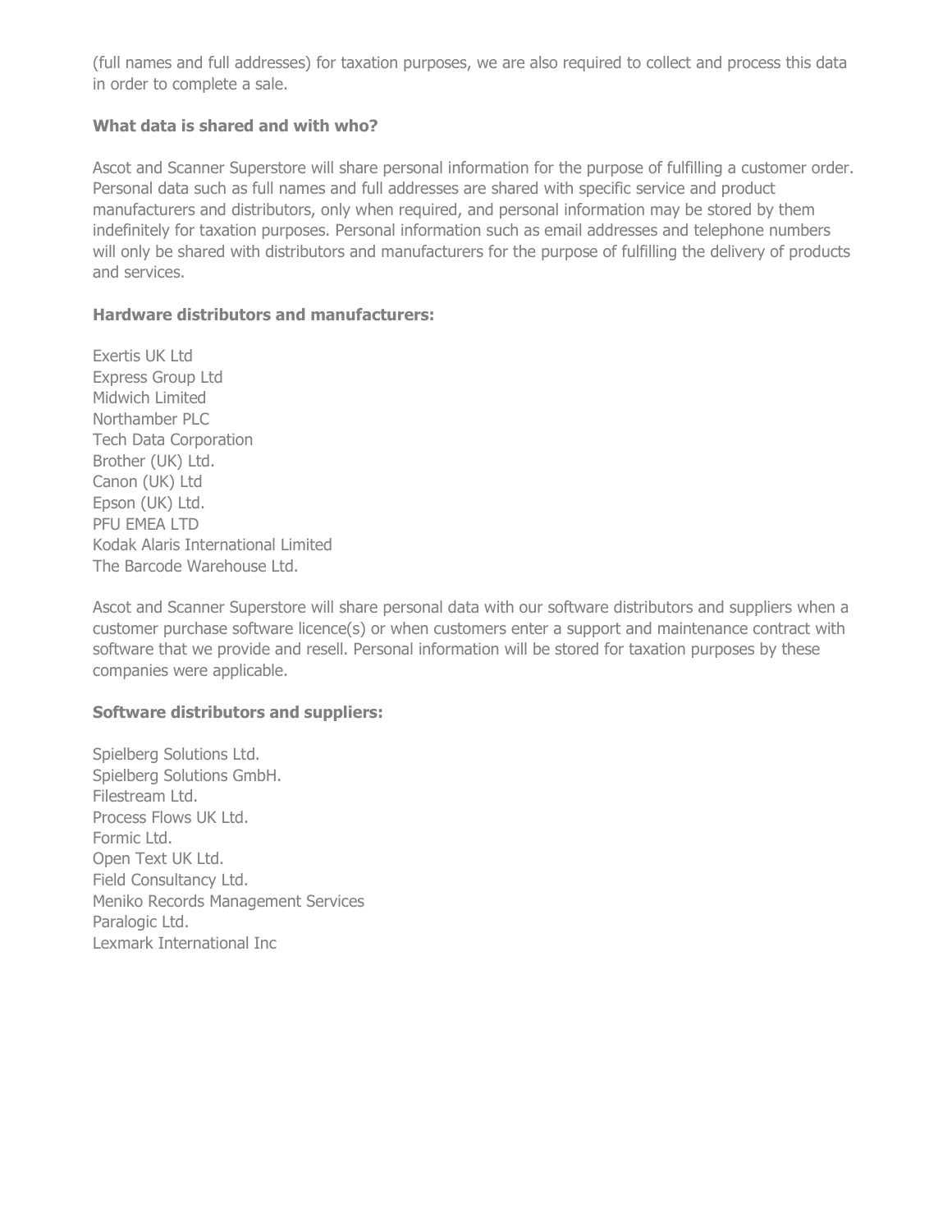(full names and full addresses) for taxation purposes, we are also required to collect and process this data in order to complete a sale.

**What data is shared and with who?**

Ascot and Scanner Superstore will share personal information for the purpose of fulfilling a customer order. Personal data such as full names and full addresses are shared with specific service and product manufacturers and distributors, only when required, and personal information may be stored by them indefinitely for taxation purposes. Personal information such as email addresses and telephone numbers will only be shared with distributors and manufacturers for the purpose of fulfilling the delivery of products and services.

**Hardware distributors and manufacturers:**

Exertis UK Ltd
Express Group Ltd
Midwich Limited
Northamber PLC
Tech Data Corporation
Brother (UK) Ltd.
Canon (UK) Ltd
Epson (UK) Ltd.
PFU EMEA LTD
Kodak Alaris International Limited
The Barcode Warehouse Ltd.

Ascot and Scanner Superstore will share personal data with our software distributors and suppliers when a customer purchase software licence(s) or when customers enter a support and maintenance contract with software that we provide and resell. Personal information will be stored for taxation purposes by these companies were applicable.

**Software distributors and suppliers:**

Spielberg Solutions Ltd.
Spielberg Solutions GmbH.
Filestream Ltd.
Process Flows UK Ltd.
Formic Ltd.
Open Text UK Ltd.
Field Consultancy Ltd.
Meniko Records Management Services
Paralogic Ltd.
Lexmark International Inc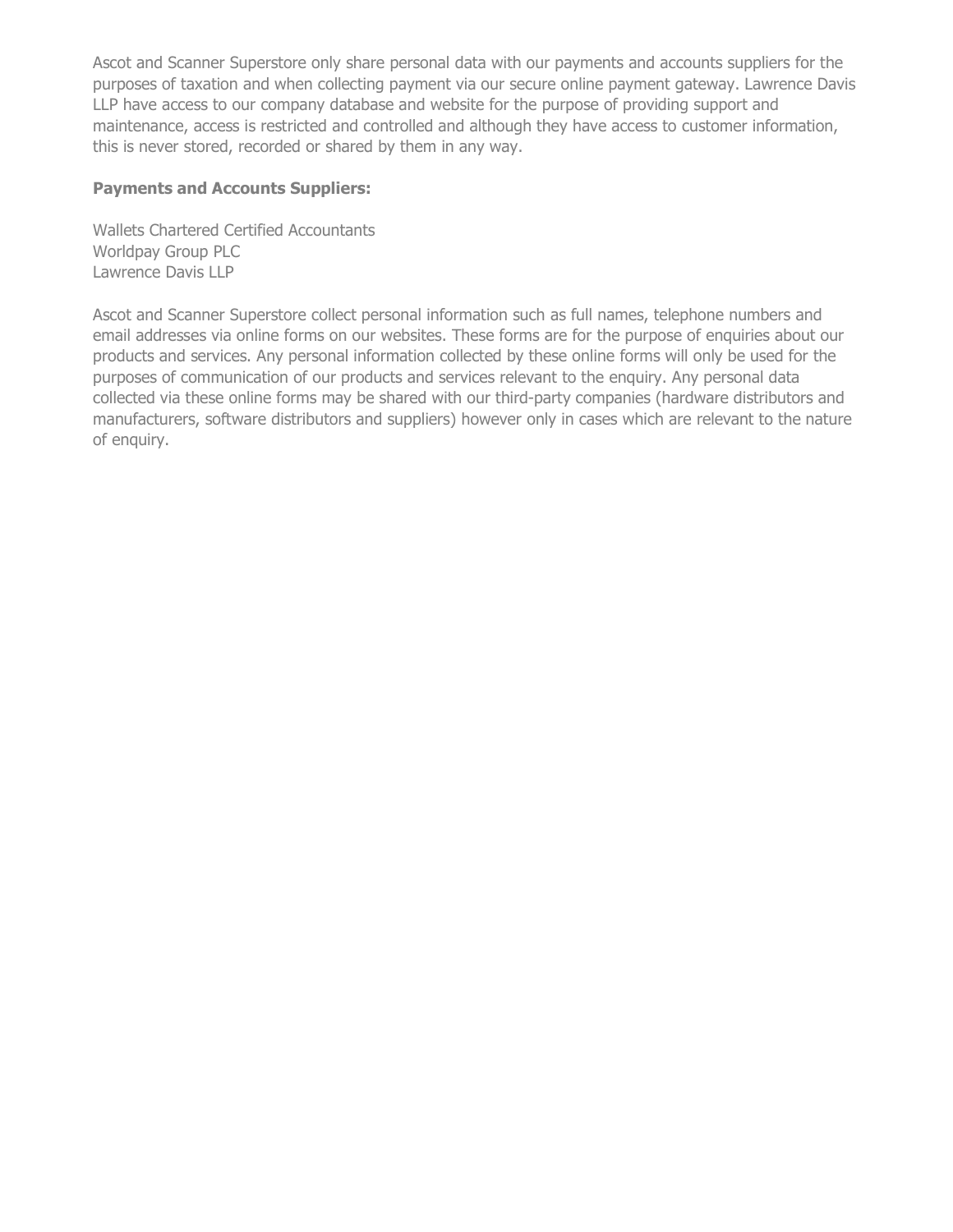Ascot and Scanner Superstore only share personal data with our payments and accounts suppliers for the purposes of taxation and when collecting payment via our secure online payment gateway. Lawrence Davis LLP have access to our company database and website for the purpose of providing support and maintenance, access is restricted and controlled and although they have access to customer information, this is never stored, recorded or shared by them in any way.

**Payments and Accounts Suppliers:**

Wallets Chartered Certified Accountants
Worldpay Group PLC
Lawrence Davis LLP

Ascot and Scanner Superstore collect personal information such as full names, telephone numbers and email addresses via online forms on our websites. These forms are for the purpose of enquiries about our products and services. Any personal information collected by these online forms will only be used for the purposes of communication of our products and services relevant to the enquiry. Any personal data collected via these online forms may be shared with our third-party companies (hardware distributors and manufacturers, software distributors and suppliers) however only in cases which are relevant to the nature of enquiry.